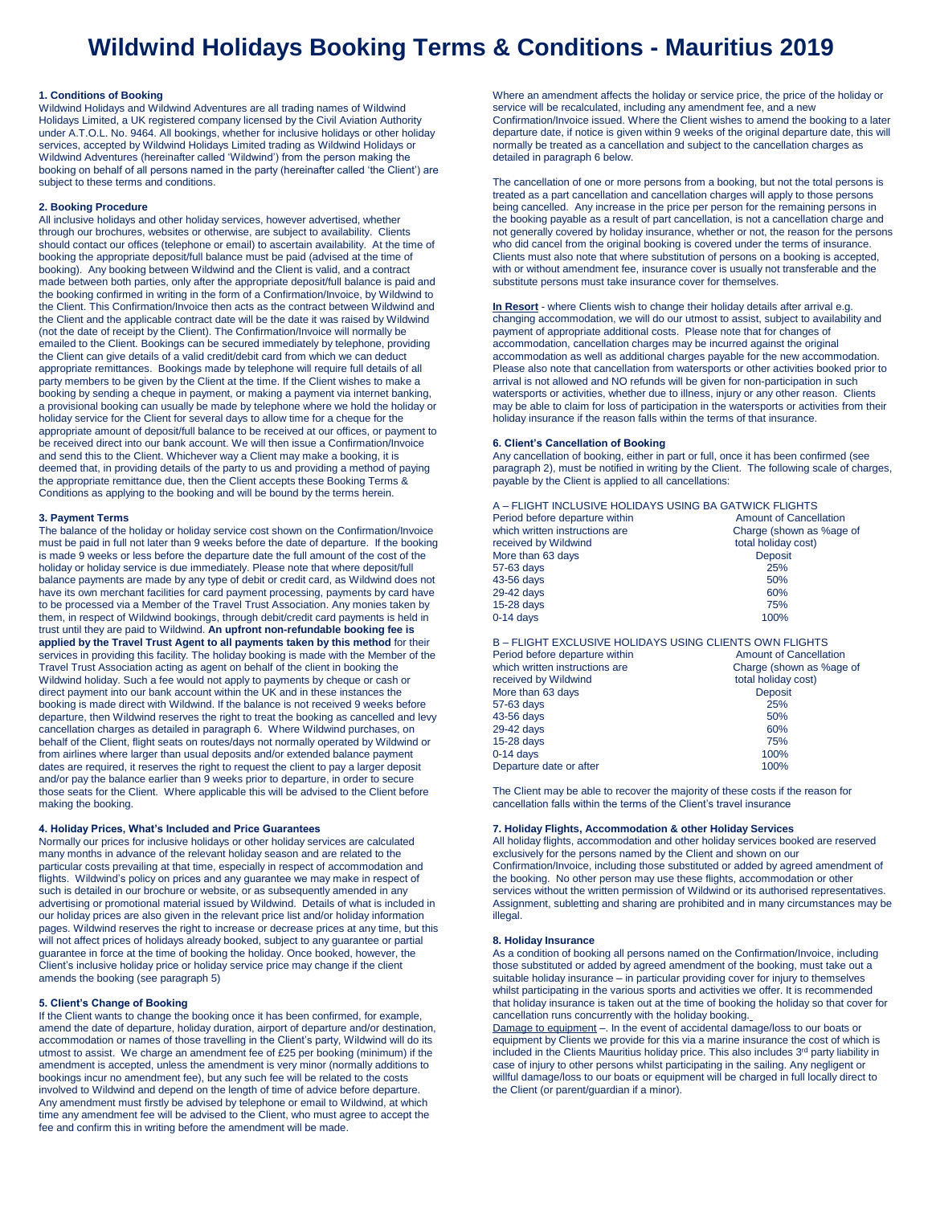# Wildwind Holidays Booking Terms & Conditions - Mauritius 2019

**1. Conditions of Booking**

Wildwind Holidays and Wildwind Adventures are all trading names of Wildwind Holidays Limited, a UK registered company licensed by the Civil Aviation Authority under A.T.O.L. No. 9464. All bookings, whether for inclusive holidays or other holiday services, accepted by Wildwind Holidays Limited trading as Wildwind Holidays or Wildwind Adventures (hereinafter called 'Wildwind') from the person making the booking on behalf of all persons named in the party (hereinafter called 'the Client') are subject to these terms and conditions.

**2. Booking Procedure**

All inclusive holidays and other holiday services, however advertised, whether through our brochures, websites or otherwise, are subject to availability. Clients should contact our offices (telephone or email) to ascertain availability. At the time of booking the appropriate deposit/full balance must be paid (advised at the time of booking). Any booking between Wildwind and the Client is valid, and a contract made between both parties, only after the appropriate deposit/full balance is paid and the booking confirmed in writing in the form of a Confirmation/Invoice, by Wildwind to the Client. This Confirmation/Invoice then acts as the contract between Wildwind and the Client and the applicable contract date will be the date it was raised by Wildwind (not the date of receipt by the Client). The Confirmation/Invoice will normally be emailed to the Client. Bookings can be secured immediately by telephone, providing the Client can give details of a valid credit/debit card from which we can deduct appropriate remittances. Bookings made by telephone will require full details of all party members to be given by the Client at the time. If the Client wishes to make a booking by sending a cheque in payment, or making a payment via internet banking, a provisional booking can usually be made by telephone where we hold the holiday or holiday service for the Client for several days to allow time for a cheque for the appropriate amount of deposit/full balance to be received at our offices, or payment to be received direct into our bank account. We will then issue a Confirmation/Invoice and send this to the Client. Whichever way a Client may make a booking, it is deemed that, in providing details of the party to us and providing a method of paying the appropriate remittance due, then the Client accepts these Booking Terms & Conditions as applying to the booking and will be bound by the terms herein.

**3. Payment Terms**

The balance of the holiday or holiday service cost shown on the Confirmation/Invoice must be paid in full not later than 9 weeks before the date of departure. If the booking is made 9 weeks or less before the departure date the full amount of the cost of the holiday or holiday service is due immediately. Please note that where deposit/full balance payments are made by any type of debit or credit card, as Wildwind does not have its own merchant facilities for card payment processing, payments by card have to be processed via a Member of the Travel Trust Association. Any monies taken by them, in respect of Wildwind bookings, through debit/credit card payments is held in trust until they are paid to Wildwind. **An upfront non-refundable booking fee is applied by the Travel Trust Agent to all payments taken by this method** for their services in providing this facility. The holiday booking is made with the Member of the Travel Trust Association acting as agent on behalf of the client in booking the Wildwind holiday. Such a fee would not apply to payments by cheque or cash or direct payment into our bank account within the UK and in these instances the booking is made direct with Wildwind. If the balance is not received 9 weeks before departure, then Wildwind reserves the right to treat the booking as cancelled and levy cancellation charges as detailed in paragraph 6. Where Wildwind purchases, on behalf of the Client, flight seats on routes/days not normally operated by Wildwind or from airlines where larger than usual deposits and/or extended balance payment dates are required, it reserves the right to request the client to pay a larger deposit and/or pay the balance earlier than 9 weeks prior to departure, in order to secure those seats for the Client. Where applicable this will be advised to the Client before making the booking.

**4. Holiday Prices, What's Included and Price Guarantees**

Normally our prices for inclusive holidays or other holiday services are calculated many months in advance of the relevant holiday season and are related to the particular costs prevailing at that time, especially in respect of accommodation and flights. Wildwind's policy on prices and any guarantee we may make in respect of such is detailed in our brochure or website, or as subsequently amended in any advertising or promotional material issued by Wildwind. Details of what is included in our holiday prices are also given in the relevant price list and/or holiday information pages. Wildwind reserves the right to increase or decrease prices at any time, but this will not affect prices of holidays already booked, subject to any guarantee or partial guarantee in force at the time of booking the holiday. Once booked, however, the Client's inclusive holiday price or holiday service price may change if the client amends the booking (see paragraph 5)

**5. Client's Change of Booking**

If the Client wants to change the booking once it has been confirmed, for example, amend the date of departure, holiday duration, airport of departure and/or destination, accommodation or names of those travelling in the Client's party, Wildwind will do its utmost to assist. We charge an amendment fee of £25 per booking (minimum) if the amendment is accepted, unless the amendment is very minor (normally additions to bookings incur no amendment fee), but any such fee will be related to the costs involved to Wildwind and depend on the length of time of advice before departure. Any amendment must firstly be advised by telephone or email to Wildwind, at which time any amendment fee will be advised to the Client, who must agree to accept the fee and confirm this in writing before the amendment will be made.

Where an amendment affects the holiday or service price, the price of the holiday or service will be recalculated, including any amendment fee, and a new Confirmation/Invoice issued. Where the Client wishes to amend the booking to a later departure date, if notice is given within 9 weeks of the original departure date, this will normally be treated as a cancellation and subject to the cancellation charges as detailed in paragraph 6 below.

The cancellation of one or more persons from a booking, but not the total persons is treated as a part cancellation and cancellation charges will apply to those persons being cancelled. Any increase in the price per person for the remaining persons in the booking payable as a result of part cancellation, is not a cancellation charge and not generally covered by holiday insurance, whether or not, the reason for the persons who did cancel from the original booking is covered under the terms of insurance. Clients must also note that where substitution of persons on a booking is accepted, with or without amendment fee, insurance cover is usually not transferable and the substitute persons must take insurance cover for themselves.

**In Resort** - where Clients wish to change their holiday details after arrival e.g. changing accommodation, we will do our utmost to assist, subject to availability and payment of appropriate additional costs. Please note that for changes of accommodation, cancellation charges may be incurred against the original accommodation as well as additional charges payable for the new accommodation. Please also note that cancellation from watersports or other activities booked prior to arrival is not allowed and NO refunds will be given for non-participation in such watersports or activities, whether due to illness, injury or any other reason. Clients may be able to claim for loss of participation in the watersports or activities from their holiday insurance if the reason falls within the terms of that insurance.

**6. Client's Cancellation of Booking**

Any cancellation of booking, either in part or full, once it has been confirmed (see paragraph 2), must be notified in writing by the Client. The following scale of charges, payable by the Client is applied to all cancellations:

A – FLIGHT INCLUSIVE HOLIDAYS USING BA GATWICK FLIGHTS

| Period before departure within which written instructions are received by Wildwind | Amount of Cancellation Charge (shown as %age of total holiday cost) |
| --- | --- |
| More than 63 days | Deposit |
| 57-63 days | 25% |
| 43-56 days | 50% |
| 29-42 days | 60% |
| 15-28 days | 75% |
| 0-14 days | 100% |

B – FLIGHT EXCLUSIVE HOLIDAYS USING CLIENTS OWN FLIGHTS

| Period before departure within which written instructions are received by Wildwind | Amount of Cancellation Charge (shown as %age of total holiday cost) |
| --- | --- |
| More than 63 days | Deposit |
| 57-63 days | 25% |
| 43-56 days | 50% |
| 29-42 days | 60% |
| 15-28 days | 75% |
| 0-14 days | 100% |
| Departure date or after | 100% |

The Client may be able to recover the majority of these costs if the reason for cancellation falls within the terms of the Client's travel insurance

**7. Holiday Flights, Accommodation & other Holiday Services**

All holiday flights, accommodation and other holiday services booked are reserved exclusively for the persons named by the Client and shown on our Confirmation/Invoice, including those substituted or added by agreed amendment of the booking. No other person may use these flights, accommodation or other services without the written permission of Wildwind or its authorised representatives. Assignment, subletting and sharing are prohibited and in many circumstances may be illegal.

**8. Holiday Insurance**

As a condition of booking all persons named on the Confirmation/Invoice, including those substituted or added by agreed amendment of the booking, must take out a suitable holiday insurance – in particular providing cover for injury to themselves whilst participating in the various sports and activities we offer. It is recommended that holiday insurance is taken out at the time of booking the holiday so that cover for cancellation runs concurrently with the holiday booking.

Damage to equipment –. In the event of accidental damage/loss to our boats or equipment by Clients we provide for this via a marine insurance the cost of which is included in the Clients Mauritius holiday price. This also includes 3rd party liability in case of injury to other persons whilst participating in the sailing. Any negligent or willful damage/loss to our boats or equipment will be charged in full locally direct to the Client (or parent/guardian if a minor).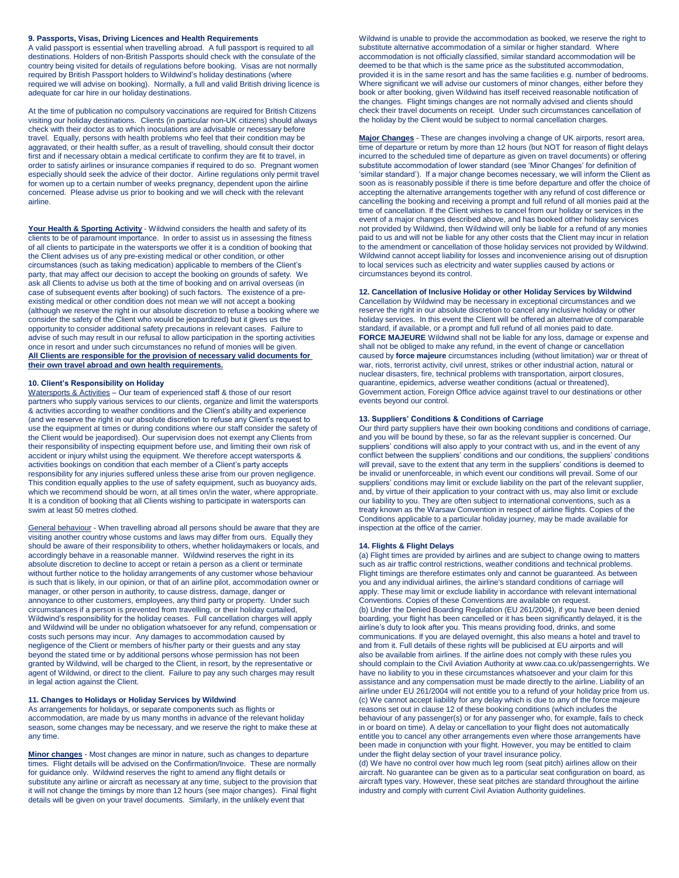### 9. Passports, Visas, Driving Licences and Health Requirements

A valid passport is essential when travelling abroad. A full passport is required to all destinations. Holders of non-British Passports should check with the consulate of the country being visited for details of regulations before booking. Visas are not normally required by British Passport holders to Wildwind's holiday destinations (where required we will advise on booking). Normally, a full and valid British driving licence is adequate for car hire in our holiday destinations.

At the time of publication no compulsory vaccinations are required for British Citizens visiting our holiday destinations. Clients (in particular non-UK citizens) should always check with their doctor as to which inoculations are advisable or necessary before travel. Equally, persons with health problems who feel that their condition may be aggravated, or their health suffer, as a result of travelling, should consult their doctor first and if necessary obtain a medical certificate to confirm they are fit to travel, in order to satisfy airlines or insurance companies if required to do so. Pregnant women especially should seek the advice of their doctor. Airline regulations only permit travel for women up to a certain number of weeks pregnancy, dependent upon the airline concerned. Please advise us prior to booking and we will check with the relevant airline.

**Your Health & Sporting Activity** - Wildwind considers the health and safety of its clients to be of paramount importance. In order to assist us in assessing the fitness of all clients to participate in the watersports we offer it is a condition of booking that the Client advises us of any pre-existing medical or other condition, or other circumstances (such as taking medication) applicable to members of the Client's party, that may affect our decision to accept the booking on grounds of safety. We ask all Clients to advise us both at the time of booking and on arrival overseas (in case of subsequent events after booking) of such factors. The existence of a pre-existing medical or other condition does not mean we will not accept a booking (although we reserve the right in our absolute discretion to refuse a booking where we consider the safety of the Client who would be jeopardized) but it gives us the opportunity to consider additional safety precautions in relevant cases. Failure to advise of such may result in our refusal to allow participation in the sporting activities once in resort and under such circumstances no refund of monies will be given.
**All Clients are responsible for the provision of necessary valid documents for their own travel abroad and own health requirements.**

### 10. Client's Responsibility on Holiday

Watersports & Activities – Our team of experienced staff & those of our resort partners who supply various services to our clients, organize and limit the watersports & activities according to weather conditions and the Client's ability and experience (and we reserve the right in our absolute discretion to refuse any Client's request to use the equipment at times or during conditions where our staff consider the safety of the Client would be jeapordised). Our supervision does not exempt any Clients from their responsibility of inspecting equipment before use, and limiting their own risk of accident or injury whilst using the equipment. We therefore accept watersports & activities bookings on condition that each member of a Client's party accepts responsibility for any injuries suffered unless these arise from our proven negligence. This condition equally applies to the use of safety equipment, such as buoyancy aids, which we recommend should be worn, at all times on/in the water, where appropriate. It is a condition of booking that all Clients wishing to participate in watersports can swim at least 50 metres clothed.

General behaviour - When travelling abroad all persons should be aware that they are visiting another country whose customs and laws may differ from ours. Equally they should be aware of their responsibility to others, whether holidaymakers or locals, and accordingly behave in a reasonable manner. Wildwind reserves the right in its absolute discretion to decline to accept or retain a person as a client or terminate without further notice to the holiday arrangements of any customer whose behaviour is such that is likely, in our opinion, or that of an airline pilot, accommodation owner or manager, or other person in authority, to cause distress, damage, danger or annoyance to other customers, employees, any third party or property. Under such circumstances if a person is prevented from travelling, or their holiday curtailed, Wildwind's responsibility for the holiday ceases. Full cancellation charges will apply and Wildwind will be under no obligation whatsoever for any refund, compensation or costs such persons may incur. Any damages to accommodation caused by negligence of the Client or members of his/her party or their guests and any stay beyond the stated time or by additional persons whose permission has not been granted by Wildwind, will be charged to the Client, in resort, by the representative or agent of Wildwind, or direct to the client. Failure to pay any such charges may result in legal action against the Client.

### 11. Changes to Holidays or Holiday Services by Wildwind

As arrangements for holidays, or separate components such as flights or accommodation, are made by us many months in advance of the relevant holiday season, some changes may be necessary, and we reserve the right to make these at any time.

**Minor changes** - Most changes are minor in nature, such as changes to departure times. Flight details will be advised on the Confirmation/Invoice. These are normally for guidance only. Wildwind reserves the right to amend any flight details or substitute any airline or aircraft as necessary at any time, subject to the provision that it will not change the timings by more than 12 hours (see major changes). Final flight details will be given on your travel documents. Similarly, in the unlikely event that Wildwind is unable to provide the accommodation as booked, we reserve the right to substitute alternative accommodation of a similar or higher standard. Where accommodation is not officially classified, similar standard accommodation will be deemed to be that which is the same price as the substituted accommodation, provided it is in the same resort and has the same facilities e.g. number of bedrooms. Where significant we will advise our customers of minor changes, either before they book or after booking, given Wildwind has itself received reasonable notification of the changes. Flight timings changes are not normally advised and clients should check their travel documents on receipt. Under such circumstances cancellation of the holiday by the Client would be subject to normal cancellation charges.

**Major Changes** - These are changes involving a change of UK airports, resort area, time of departure or return by more than 12 hours (but NOT for reason of flight delays incurred to the scheduled time of departure as given on travel documents) or offering substitute accommodation of lower standard (see 'Minor Changes' for definition of 'similar standard'). If a major change becomes necessary, we will inform the Client as soon as is reasonably possible if there is time before departure and offer the choice of accepting the alternative arrangements together with any refund of cost difference or cancelling the booking and receiving a prompt and full refund of all monies paid at the time of cancellation. If the Client wishes to cancel from our holiday or services in the event of a major changes described above, and has booked other holiday services not provided by Wildwind, then Wildwind will only be liable for a refund of any monies paid to us and will not be liable for any other costs that the Client may incur in relation to the amendment or cancellation of those holiday services not provided by Wildwind. Wildwind cannot accept liability for losses and inconvenience arising out of disruption to local services such as electricity and water supplies caused by actions or circumstances beyond its control.

### 12. Cancellation of Inclusive Holiday or other Holiday Services by Wildwind

Cancellation by Wildwind may be necessary in exceptional circumstances and we reserve the right in our absolute discretion to cancel any inclusive holiday or other holiday services. In this event the Client will be offered an alternative of comparable standard, if available, or a prompt and full refund of all monies paid to date.
**FORCE MAJEURE** Wildwind shall not be liable for any loss, damage or expense and shall not be obliged to make any refund, in the event of change or cancellation caused by **force majeure** circumstances including (without limitation) war or threat of war, riots, terrorist activity, civil unrest, strikes or other industrial action, natural or nuclear disasters, fire, technical problems with transportation, airport closures, quarantine, epidemics, adverse weather conditions (actual or threatened), Government action, Foreign Office advice against travel to our destinations or other events beyond our control.

### 13. Suppliers' Conditions & Conditions of Carriage

Our third party suppliers have their own booking conditions and conditions of carriage, and you will be bound by these, so far as the relevant supplier is concerned. Our suppliers' conditions will also apply to your contract with us, and in the event of any conflict between the suppliers' conditions and our conditions, the suppliers' conditions will prevail, save to the extent that any term in the suppliers' conditions is deemed to be invalid or unenforceable, in which event our conditions will prevail. Some of our suppliers' conditions may limit or exclude liability on the part of the relevant supplier, and, by virtue of their application to your contract with us, may also limit or exclude our liability to you. They are often subject to international conventions, such as a treaty known as the Warsaw Convention in respect of airline flights. Copies of the Conditions applicable to a particular holiday journey, may be made available for inspection at the office of the carrier.

### 14. Flights & Flight Delays

(a) Flight times are provided by airlines and are subject to change owing to matters such as air traffic control restrictions, weather conditions and technical problems. Flight timings are therefore estimates only and cannot be guaranteed. As between you and any individual airlines, the airline's standard conditions of carriage will apply. These may limit or exclude liability in accordance with relevant international Conventions. Copies of these Conventions are available on request.
(b) Under the Denied Boarding Regulation (EU 261/2004), if you have been denied boarding, your flight has been cancelled or it has been significantly delayed, it is the airline's duty to look after you. This means providing food, drinks, and some communications. If you are delayed overnight, this also means a hotel and travel to and from it. Full details of these rights will be publicised at EU airports and will also be available from airlines. If the airline does not comply with these rules you should complain to the Civil Aviation Authority at www.caa.co.uk/passengerrights. We have no liability to you in these circumstances whatsoever and your claim for this assistance and any compensation must be made directly to the airline. Liability of an airline under EU 261/2004 will not entitle you to a refund of your holiday price from us.
(c) We cannot accept liability for any delay which is due to any of the force majeure reasons set out in clause 12 of these booking conditions (which includes the behaviour of any passenger(s) or for any passenger who, for example, fails to check in or board on time). A delay or cancellation to your flight does not automatically entitle you to cancel any other arrangements even where those arrangements have been made in conjunction with your flight. However, you may be entitled to claim under the flight delay section of your travel insurance policy.
(d) We have no control over how much leg room (seat pitch) airlines allow on their aircraft. No guarantee can be given as to a particular seat configuration on board, as aircraft types vary. However, these seat pitches are standard throughout the airline industry and comply with current Civil Aviation Authority guidelines.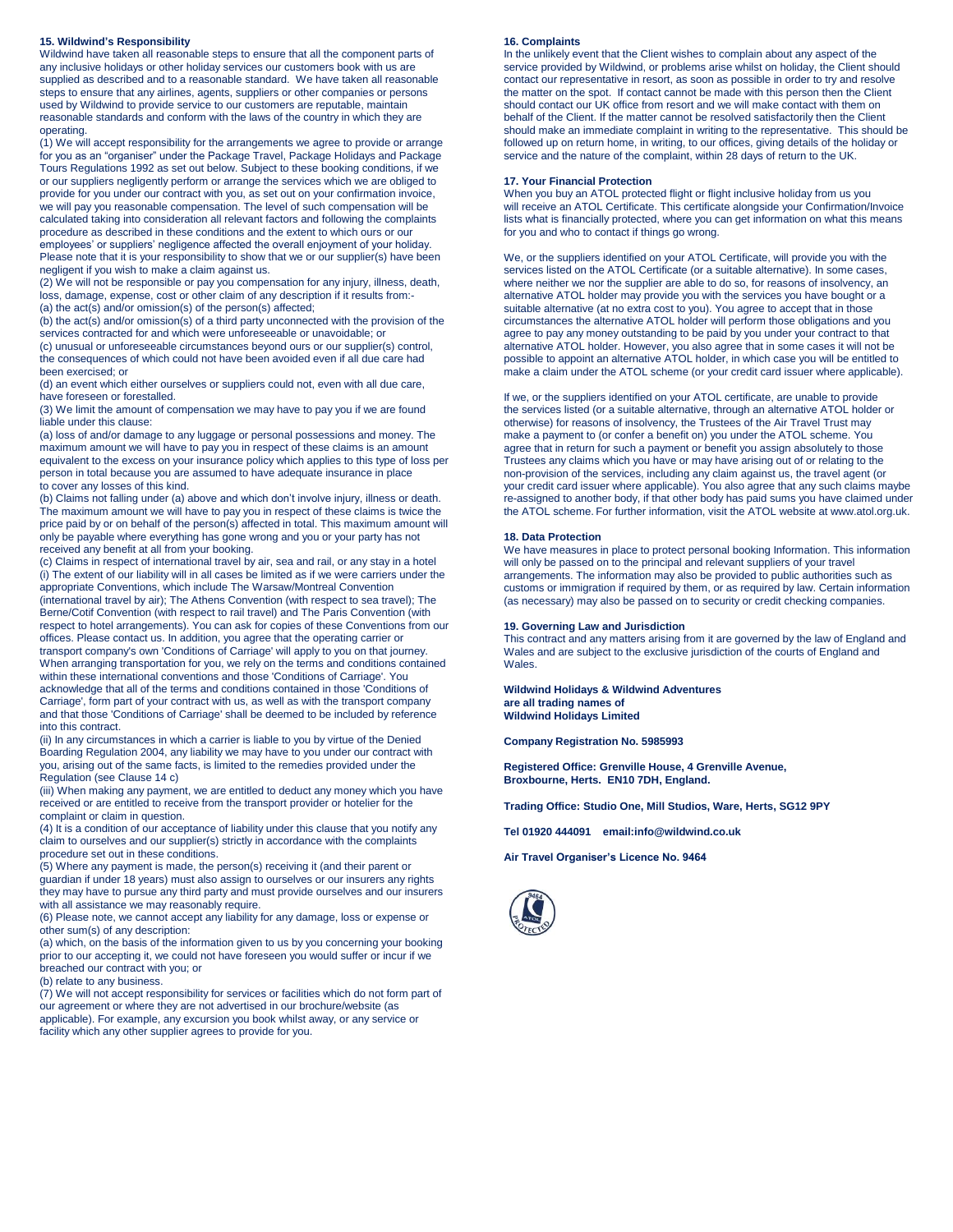## 15. Wildwind's Responsibility

Wildwind have taken all reasonable steps to ensure that all the component parts of any inclusive holidays or other holiday services our customers book with us are supplied as described and to a reasonable standard. We have taken all reasonable steps to ensure that any airlines, agents, suppliers or other companies or persons used by Wildwind to provide service to our customers are reputable, maintain reasonable standards and conform with the laws of the country in which they are operating.

(1) We will accept responsibility for the arrangements we agree to provide or arrange for you as an "organiser" under the Package Travel, Package Holidays and Package Tours Regulations 1992 as set out below. Subject to these booking conditions, if we or our suppliers negligently perform or arrange the services which we are obliged to provide for you under our contract with you, as set out on your confirmation invoice, we will pay you reasonable compensation. The level of such compensation will be calculated taking into consideration all relevant factors and following the complaints procedure as described in these conditions and the extent to which ours or our employees' or suppliers' negligence affected the overall enjoyment of your holiday. Please note that it is your responsibility to show that we or our supplier(s) have been negligent if you wish to make a claim against us.

(2) We will not be responsible or pay you compensation for any injury, illness, death, loss, damage, expense, cost or other claim of any description if it results from:-

(a) the act(s) and/or omission(s) of the person(s) affected;

(b) the act(s) and/or omission(s) of a third party unconnected with the provision of the services contracted for and which were unforeseeable or unavoidable; or

(c) unusual or unforeseeable circumstances beyond ours or our supplier(s) control, the consequences of which could not have been avoided even if all due care had been exercised; or

(d) an event which either ourselves or suppliers could not, even with all due care, have foreseen or forestalled.

(3) We limit the amount of compensation we may have to pay you if we are found liable under this clause:

(a) loss of and/or damage to any luggage or personal possessions and money. The maximum amount we will have to pay you in respect of these claims is an amount equivalent to the excess on your insurance policy which applies to this type of loss per person in total because you are assumed to have adequate insurance in place to cover any losses of this kind.

(b) Claims not falling under (a) above and which don't involve injury, illness or death. The maximum amount we will have to pay you in respect of these claims is twice the price paid by or on behalf of the person(s) affected in total. This maximum amount will only be payable where everything has gone wrong and you or your party has not received any benefit at all from your booking.

(c) Claims in respect of international travel by air, sea and rail, or any stay in a hotel

(i) The extent of our liability will in all cases be limited as if we were carriers under the appropriate Conventions, which include The Warsaw/Montreal Convention (international travel by air); The Athens Convention (with respect to sea travel); The Berne/Cotif Convention (with respect to rail travel) and The Paris Convention (with respect to hotel arrangements). You can ask for copies of these Conventions from our offices. Please contact us. In addition, you agree that the operating carrier or transport company's own 'Conditions of Carriage' will apply to you on that journey. When arranging transportation for you, we rely on the terms and conditions contained within these international conventions and those 'Conditions of Carriage'. You acknowledge that all of the terms and conditions contained in those 'Conditions of Carriage', form part of your contract with us, as well as with the transport company and that those 'Conditions of Carriage' shall be deemed to be included by reference into this contract.

(ii) In any circumstances in which a carrier is liable to you by virtue of the Denied Boarding Regulation 2004, any liability we may have to you under our contract with you, arising out of the same facts, is limited to the remedies provided under the Regulation (see Clause 14 c)

(iii) When making any payment, we are entitled to deduct any money which you have received or are entitled to receive from the transport provider or hotelier for the complaint or claim in question.

(4) It is a condition of our acceptance of liability under this clause that you notify any claim to ourselves and our supplier(s) strictly in accordance with the complaints procedure set out in these conditions.

(5) Where any payment is made, the person(s) receiving it (and their parent or guardian if under 18 years) must also assign to ourselves or our insurers any rights they may have to pursue any third party and must provide ourselves and our insurers with all assistance we may reasonably require.

(6) Please note, we cannot accept any liability for any damage, loss or expense or other sum(s) of any description:

(a) which, on the basis of the information given to us by you concerning your booking prior to our accepting it, we could not have foreseen you would suffer or incur if we breached our contract with you; or

(b) relate to any business.

(7) We will not accept responsibility for services or facilities which do not form part of our agreement or where they are not advertised in our brochure/website (as applicable). For example, any excursion you book whilst away, or any service or facility which any other supplier agrees to provide for you.

## 16. Complaints

In the unlikely event that the Client wishes to complain about any aspect of the service provided by Wildwind, or problems arise whilst on holiday, the Client should contact our representative in resort, as soon as possible in order to try and resolve the matter on the spot. If contact cannot be made with this person then the Client should contact our UK office from resort and we will make contact with them on behalf of the Client. If the matter cannot be resolved satisfactorily then the Client should make an immediate complaint in writing to the representative. This should be followed up on return home, in writing, to our offices, giving details of the holiday or service and the nature of the complaint, within 28 days of return to the UK.

## 17. Your Financial Protection

When you buy an ATOL protected flight or flight inclusive holiday from us you will receive an ATOL Certificate. This certificate alongside your Confirmation/Invoice lists what is financially protected, where you can get information on what this means for you and who to contact if things go wrong.

We, or the suppliers identified on your ATOL Certificate, will provide you with the services listed on the ATOL Certificate (or a suitable alternative). In some cases, where neither we nor the supplier are able to do so, for reasons of insolvency, an alternative ATOL holder may provide you with the services you have bought or a suitable alternative (at no extra cost to you). You agree to accept that in those circumstances the alternative ATOL holder will perform those obligations and you agree to pay any money outstanding to be paid by you under your contract to that alternative ATOL holder. However, you also agree that in some cases it will not be possible to appoint an alternative ATOL holder, in which case you will be entitled to make a claim under the ATOL scheme (or your credit card issuer where applicable).

If we, or the suppliers identified on your ATOL certificate, are unable to provide the services listed (or a suitable alternative, through an alternative ATOL holder or otherwise) for reasons of insolvency, the Trustees of the Air Travel Trust may make a payment to (or confer a benefit on) you under the ATOL scheme. You agree that in return for such a payment or benefit you assign absolutely to those Trustees any claims which you have or may have arising out of or relating to the non-provision of the services, including any claim against us, the travel agent (or your credit card issuer where applicable). You also agree that any such claims maybe re-assigned to another body, if that other body has paid sums you have claimed under the ATOL scheme. For further information, visit the ATOL website at www.atol.org.uk.

## 18. Data Protection

We have measures in place to protect personal booking Information. This information will only be passed on to the principal and relevant suppliers of your travel arrangements. The information may also be provided to public authorities such as customs or immigration if required by them, or as required by law. Certain information (as necessary) may also be passed on to security or credit checking companies.

## 19. Governing Law and Jurisdiction

This contract and any matters arising from it are governed by the law of England and Wales and are subject to the exclusive jurisdiction of the courts of England and Wales.

**Wildwind Holidays & Wildwind Adventures**
**are all trading names of**
**Wildwind Holidays Limited**

**Company Registration No. 5985993**

**Registered Office: Grenville House, 4 Grenville Avenue,**
**Broxbourne, Herts. EN10 7DH, England.**

**Trading Office: Studio One, Mill Studios, Ware, Herts, SG12 9PY**

**Tel 01920 444091 email:info@wildwind.co.uk**

**Air Travel Organiser's Licence No. 9464**

9464 ATOL PROTECTED